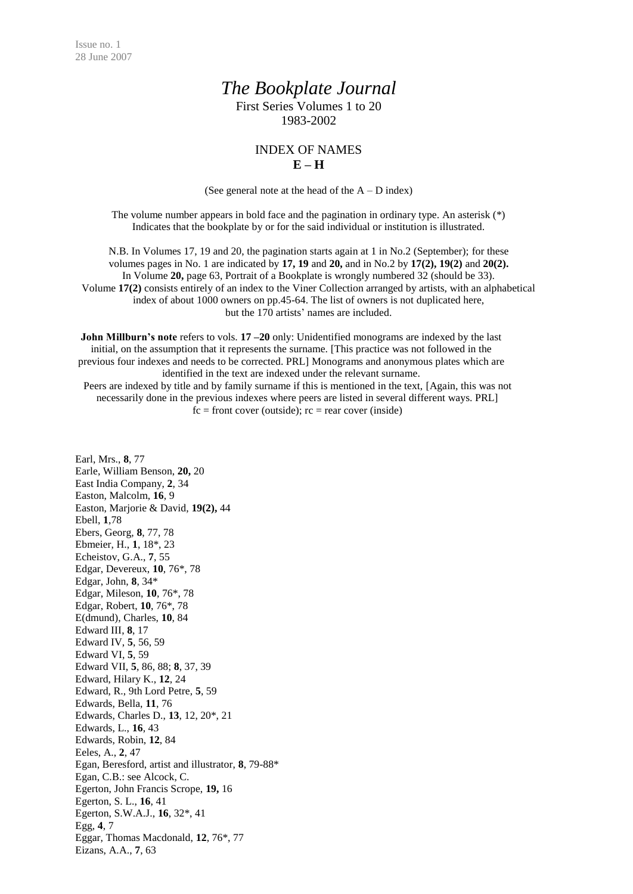Issue no. 1
28 June 2007

# *The Bookplate Journal*

First Series Volumes 1 to 20
1983-2002

## INDEX OF NAMES
## **E – H**

(See general note at the head of the A – D index)

The volume number appears in bold face and the pagination in ordinary type. An asterisk (*) Indicates that the bookplate by or for the said individual or institution is illustrated.

N.B. In Volumes 17, 19 and 20, the pagination starts again at 1 in No.2 (September); for these volumes pages in No. 1 are indicated by **17, 19** and **20,** and in No.2 by **17(2), 19(2)** and **20(2).** In Volume **20,** page 63, Portrait of a Bookplate is wrongly numbered 32 (should be 33). Volume **17(2)** consists entirely of an index to the Viner Collection arranged by artists, with an alphabetical index of about 1000 owners on pp.45-64. The list of owners is not duplicated here, but the 170 artists' names are included.

**John Millburn's note** refers to vols. **17 –20** only: Unidentified monograms are indexed by the last initial, on the assumption that it represents the surname. [This practice was not followed in the previous four indexes and needs to be corrected. PRL] Monograms and anonymous plates which are identified in the text are indexed under the relevant surname.
Peers are indexed by title and by family surname if this is mentioned in the text, [Again, this was not necessarily done in the previous indexes where peers are listed in several different ways. PRL]
fc = front cover (outside); rc = rear cover (inside)

Earl, Mrs., **8**, 77
Earle, William Benson, **20,** 20
East India Company, **2**, 34
Easton, Malcolm, **16**, 9
Easton, Marjorie & David, **19(2),** 44
Ebell, **1**,78
Ebers, Georg, **8**, 77, 78
Ebmeier, H., **1**, 18*, 23
Echeistov, G.A., **7**, 55
Edgar, Devereux, **10**, 76*, 78
Edgar, John, **8**, 34*
Edgar, Mileson, **10**, 76*, 78
Edgar, Robert, **10**, 76*, 78
E(dmund), Charles, **10**, 84
Edward III, **8**, 17
Edward IV, **5**, 56, 59
Edward VI, **5**, 59
Edward VII, **5**, 86, 88; **8**, 37, 39
Edward, Hilary K., **12**, 24
Edward, R., 9th Lord Petre, **5**, 59
Edwards, Bella, **11**, 76
Edwards, Charles D., **13**, 12, 20*, 21
Edwards, L., **16**, 43
Edwards, Robin, **12**, 84
Eeles, A., **2**, 47
Egan, Beresford, artist and illustrator, **8**, 79-88*
Egan, C.B.: see Alcock, C.
Egerton, John Francis Scrope, **19,** 16
Egerton, S. L., **16**, 41
Egerton, S.W.A.J., **16**, 32*, 41
Egg, **4**, 7
Eggar, Thomas Macdonald, **12**, 76*, 77
Eizans, A.A., **7**, 63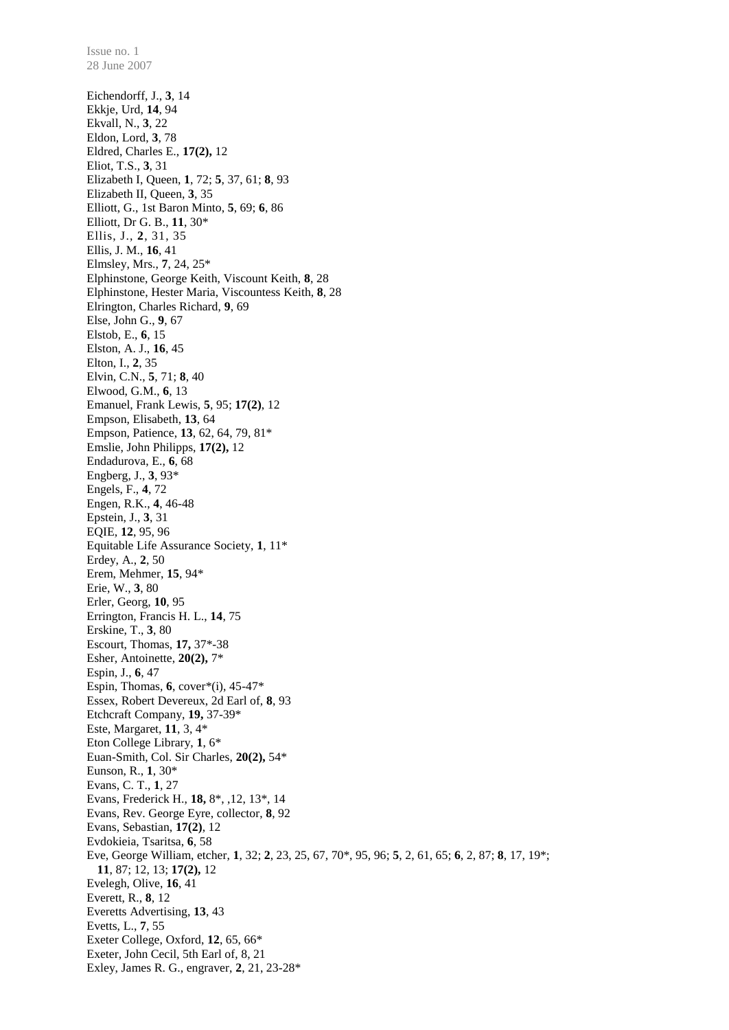Eichendorff, J., **3**, 14
Ekkje, Urd, **14**, 94
Ekvall, N., **3**, 22
Eldon, Lord, **3**, 78
Eldred, Charles E., **17(2),** 12
Eliot, T.S., **3**, 31
Elizabeth I, Queen, **1**, 72; **5**, 37, 61; **8**, 93
Elizabeth II, Queen, **3**, 35
Elliott, G., 1st Baron Minto, **5**, 69; **6**, 86
Elliott, Dr G. B., **11**, 30*
Ellis, J., **2**, 31, 35
Ellis, J. M., **16**, 41
Elmsley, Mrs., **7**, 24, 25*
Elphinstone, George Keith, Viscount Keith, **8**, 28
Elphinstone, Hester Maria, Viscountess Keith, **8**, 28
Elrington, Charles Richard, **9**, 69
Else, John G., **9**, 67
Elstob, E., **6**, 15
Elston, A. J., **16**, 45
Elton, I., **2**, 35
Elvin, C.N., **5**, 71; **8**, 40
Elwood, G.M., **6**, 13
Emanuel, Frank Lewis, **5**, 95; **17(2)**, 12
Empson, Elisabeth, **13**, 64
Empson, Patience, **13**, 62, 64, 79, 81*
Emslie, John Philipps, **17(2),** 12
Endadurova, E., **6**, 68
Engberg, J., **3**, 93*
Engels, F., **4**, 72
Engen, R.K., **4**, 46-48
Epstein, J., **3**, 31
EQIE, **12**, 95, 96
Equitable Life Assurance Society, **1**, 11*
Erdey, A., **2**, 50
Erem, Mehmer, **15**, 94*
Erie, W., **3**, 80
Erler, Georg, **10**, 95
Errington, Francis H. L., **14**, 75
Erskine, T., **3**, 80
Escourt, Thomas, **17,** 37*-38
Esher, Antoinette, **20(2),** 7*
Espin, J., **6**, 47
Espin, Thomas, **6**, cover*(i), 45-47*
Essex, Robert Devereux, 2d Earl of, **8**, 93
Etchcraft Company, **19,** 37-39*
Este, Margaret, **11**, 3, 4*
Eton College Library, **1**, 6*
Euan-Smith, Col. Sir Charles, **20(2),** 54*
Eunson, R., **1**, 30*
Evans, C. T., **1**, 27
Evans, Frederick H., **18,** 8*, ,12, 13*, 14
Evans, Rev. George Eyre, collector, **8**, 92
Evans, Sebastian, **17(2)**, 12
Evdokieia, Tsaritsa, **6**, 58
Eve, George William, etcher, **1**, 32; **2**, 23, 25, 67, 70*, 95, 96; **5**, 2, 61, 65; **6**, 2, 87; **8**, 17, 19*; **11**, 87; 12, 13; **17(2),** 12
Evelegh, Olive, **16**, 41
Everett, R., **8**, 12
Everetts Advertising, **13**, 43
Evetts, L., **7**, 55
Exeter College, Oxford, **12**, 65, 66*
Exeter, John Cecil, 5th Earl of, 8, 21
Exley, James R. G., engraver, **2**, 21, 23-28*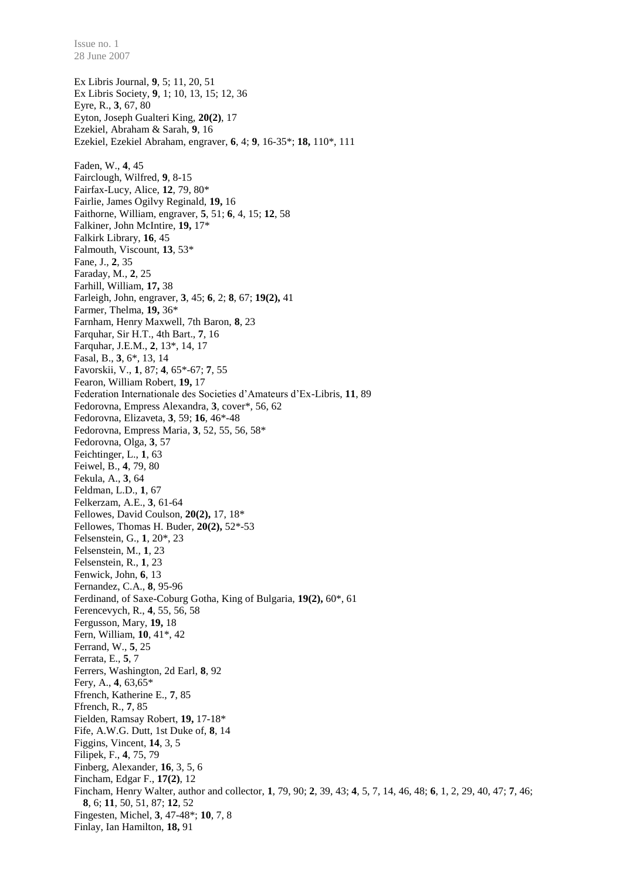Ex Libris Journal, **9**, 5; 11, 20, 51
Ex Libris Society, **9**, 1; 10, 13, 15; 12, 36
Eyre, R., **3**, 67, 80
Eyton, Joseph Gualteri King, **20(2)**, 17
Ezekiel, Abraham & Sarah, **9**, 16
Ezekiel, Ezekiel Abraham, engraver, **6**, 4; **9**, 16-35*; **18,** 110*, 111

Faden, W., **4**, 45
Fairclough, Wilfred, **9**, 8-15
Fairfax-Lucy, Alice, **12**, 79, 80*
Fairlie, James Ogilvy Reginald, **19,** 16
Faithorne, William, engraver, **5**, 51; **6**, 4, 15; **12**, 58
Falkiner, John McIntire, **19,** 17*
Falkirk Library, **16**, 45
Falmouth, Viscount, **13**, 53*
Fane, J., **2**, 35
Faraday, M., **2**, 25
Farhill, William, **17,** 38
Farleigh, John, engraver, **3**, 45; **6**, 2; **8**, 67; **19(2),** 41
Farmer, Thelma, **19,** 36*
Farnham, Henry Maxwell, 7th Baron, **8**, 23
Farquhar, Sir H.T., 4th Bart., **7**, 16
Farquhar, J.E.M., **2**, 13*, 14, 17
Fasal, B., **3**, 6*, 13, 14
Favorskii, V., **1**, 87; **4**, 65*-67; **7**, 55
Fearon, William Robert, **19,** 17
Federation Internationale des Societies d'Amateurs d'Ex-Libris, **11**, 89
Fedorovna, Empress Alexandra, **3**, cover*, 56, 62
Fedorovna, Elizaveta, **3**, 59; **16**, 46*-48
Fedorovna, Empress Maria, **3**, 52, 55, 56, 58*
Fedorovna, Olga, **3**, 57
Feichtinger, L., **1**, 63
Feiwel, B., **4**, 79, 80
Fekula, A., **3**, 64
Feldman, L.D., **1**, 67
Felkerzam, A.E., **3**, 61-64
Fellowes, David Coulson, **20(2),** 17, 18*
Fellowes, Thomas H. Buder, **20(2),** 52*-53
Felsenstein, G., **1**, 20*, 23
Felsenstein, M., **1**, 23
Felsenstein, R., **1**, 23
Fenwick, John, **6**, 13
Fernandez, C.A., **8**, 95-96
Ferdinand, of Saxe-Coburg Gotha, King of Bulgaria, **19(2),** 60*, 61
Ferencevych, R., **4**, 55, 56, 58
Fergusson, Mary, **19,** 18
Fern, William, **10**, 41*, 42
Ferrand, W., **5**, 25
Ferrata, E., **5**, 7
Ferrers, Washington, 2d Earl, **8**, 92
Fery, A., **4**, 63,65*
Ffrench, Katherine E., **7**, 85
Ffrench, R., **7**, 85
Fielden, Ramsay Robert, **19,** 17-18*
Fife, A.W.G. Dutt, 1st Duke of, **8**, 14
Figgins, Vincent, **14**, 3, 5
Filipek, F., **4**, 75, 79
Finberg, Alexander, **16**, 3, 5, 6
Fincham, Edgar F., **17(2)**, 12
Fincham, Henry Walter, author and collector, **1**, 79, 90; **2**, 39, 43; **4**, 5, 7, 14, 46, 48; **6**, 1, 2, 29, 40, 47; **7**, 46; **8**, 6; **11**, 50, 51, 87; **12**, 52
Fingesten, Michel, **3**, 47-48*; **10**, 7, 8
Finlay, Ian Hamilton, **18,** 91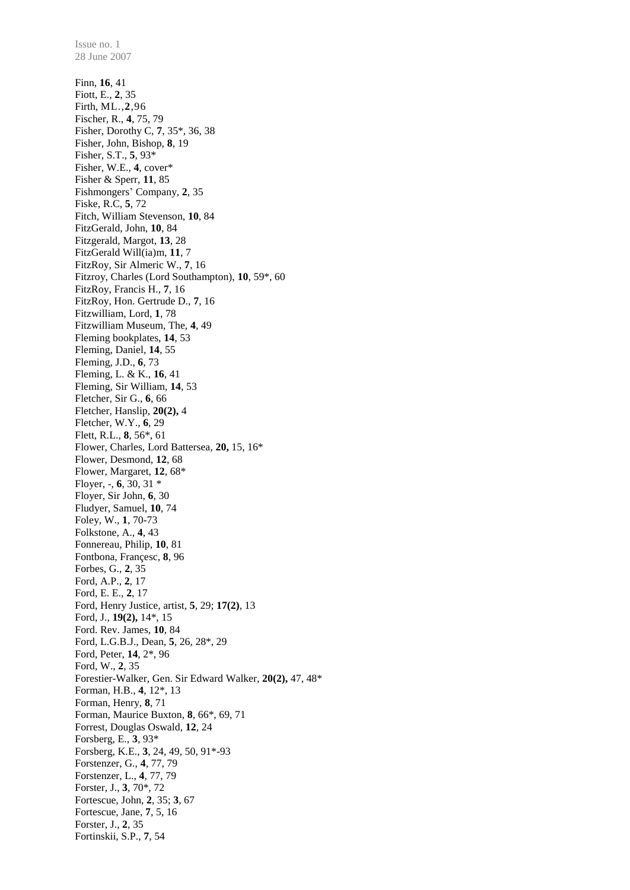Finn, **16**, 41  
Fiott, E., **2**, 35  
Firth, ML., **2**, 96  
Fischer, R., **4**, 75, 79  
Fisher, Dorothy C, **7**, 35*, 36, 38  
Fisher, John, Bishop, **8**, 19  
Fisher, S.T., **5**, 93*  
Fisher, W.E., **4**, cover*  
Fisher & Sperr, **11**, 85  
Fishmongers' Company, **2**, 35  
Fiske, R.C, **5**, 72  
Fitch, William Stevenson, **10**, 84  
FitzGerald, John, **10**, 84  
Fitzgerald, Margot, **13**, 28  
FitzGerald Will(ia)m, **11**, 7  
FitzRoy, Sir Almeric W., **7**, 16  
Fitzroy, Charles (Lord Southampton), **10**, 59*, 60  
FitzRoy, Francis H., **7**, 16  
FitzRoy, Hon. Gertrude D., **7**, 16  
Fitzwilliam, Lord, **1**, 78  
Fitzwilliam Museum, The, **4**, 49  
Fleming bookplates, **14**, 53  
Fleming, Daniel, **14**, 55  
Fleming, J.D., **6**, 73  
Fleming, L. & K., **16**, 41  
Fleming, Sir William, **14**, 53  
Fletcher, Sir G., **6**, 66  
Fletcher, Hanslip, **20(2),** 4  
Fletcher, W.Y., **6**, 29  
Flett, R.L., **8**, 56*, 61  
Flower, Charles, Lord Battersea, **20,** 15, 16*  
Flower, Desmond, **12**, 68  
Flower, Margaret, **12**, 68*  
Floyer, -, **6**, 30, 31 *  
Floyer, Sir John, **6**, 30  
Fludyer, Samuel, **10**, 74  
Foley, W., **1**, 70-73  
Folkstone, A., **4**, 43  
Fonnereau, Philip, **10**, 81  
Fontbona, Françesc, **8**, 96  
Forbes, G., **2**, 35  
Ford, A.P., **2**, 17  
Ford, E. E., **2**, 17  
Ford, Henry Justice, artist, **5**, 29; **17(2)**, 13  
Ford, J., **19(2),** 14*, 15  
Ford. Rev. James, **10**, 84  
Ford, L.G.B.J., Dean, **5**, 26, 28*, 29  
Ford, Peter, **14**, 2*, 96  
Ford, W., **2**, 35  
Forestier-Walker, Gen. Sir Edward Walker, **20(2),** 47, 48*  
Forman, H.B., **4**, 12*, 13  
Forman, Henry, **8**, 71  
Forman, Maurice Buxton, **8**, 66*, 69, 71  
Forrest, Douglas Oswald, **12**, 24  
Forsberg, E., **3**, 93*  
Forsberg, K.E., **3**, 24, 49, 50, 91*-93  
Forstenzer, G., **4**, 77, 79  
Forstenzer, L., **4**, 77, 79  
Forster, J., **3**, 70*, 72  
Fortescue, John, **2**, 35; **3**, 67  
Fortescue, Jane, **7**, 5, 16  
Forster, J., **2**, 35  
Fortinskii, S.P., **7**, 54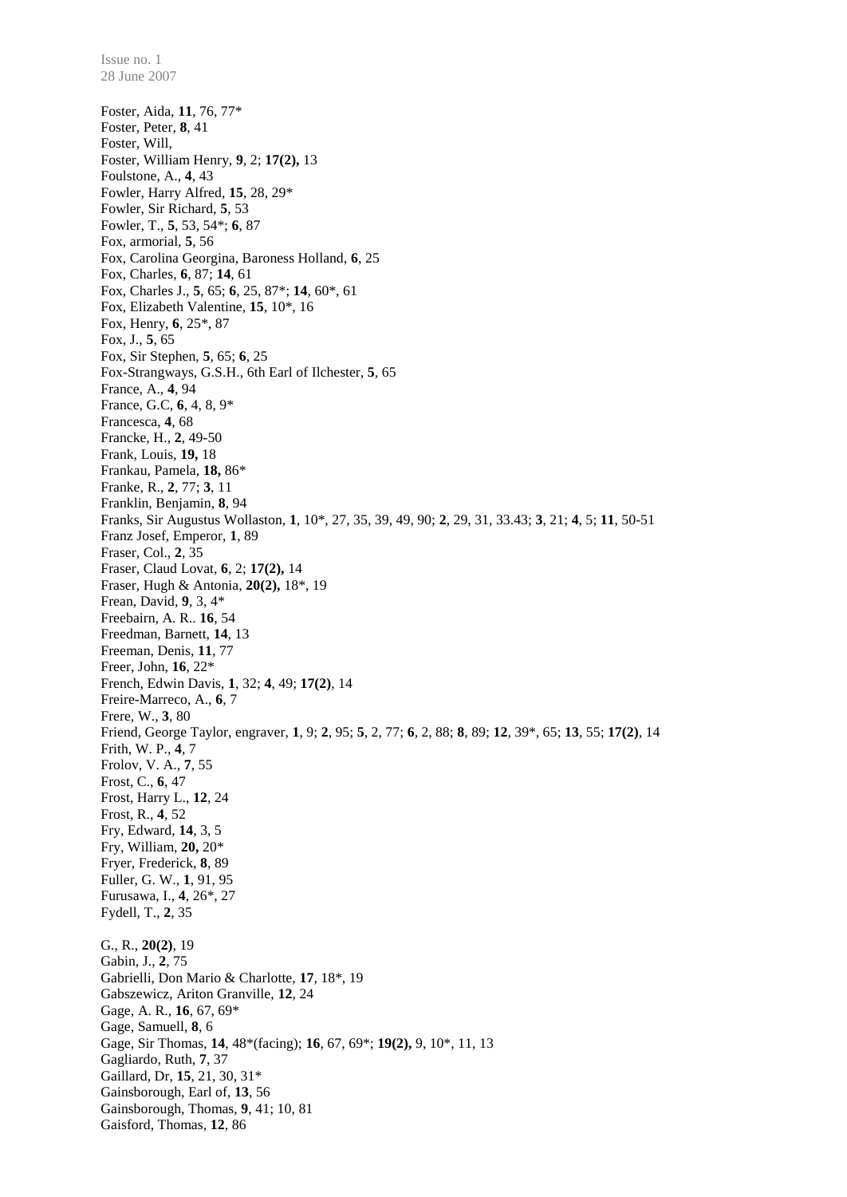Foster, Aida, **11**, 76, 77*  
Foster, Peter, **8**, 41  
Foster, Will,  
Foster, William Henry, **9**, 2; **17(2),** 13  
Foulstone, A., **4**, 43  
Fowler, Harry Alfred, **15**, 28, 29*  
Fowler, Sir Richard, **5**, 53  
Fowler, T., **5**, 53, 54*; **6**, 87  
Fox, armorial, **5**, 56  
Fox, Carolina Georgina, Baroness Holland, **6**, 25  
Fox, Charles, **6**, 87; **14**, 61  
Fox, Charles J., **5**, 65; **6**, 25, 87*; **14**, 60*, 61  
Fox, Elizabeth Valentine, **15**, 10*, 16  
Fox, Henry, **6**, 25*, 87  
Fox, J., **5**, 65  
Fox, Sir Stephen, **5**, 65; **6**, 25  
Fox-Strangways, G.S.H., 6th Earl of Ilchester, **5**, 65  
France, A., **4**, 94  
France, G.C, **6**, 4, 8, 9*  
Francesca, **4**, 68  
Francke, H., **2**, 49-50  
Frank, Louis, **19,** 18  
Frankau, Pamela, **18,** 86*  
Franke, R., **2**, 77; **3**, 11  
Franklin, Benjamin, **8**, 94  
Franks, Sir Augustus Wollaston, **1**, 10*, 27, 35, 39, 49, 90; **2**, 29, 31, 33.43; **3**, 21; **4**, 5; **11**, 50-51  
Franz Josef, Emperor, **1**, 89  
Fraser, Col., **2**, 35  
Fraser, Claud Lovat, **6**, 2; **17(2),** 14  
Fraser, Hugh & Antonia, **20(2),** 18*, 19  
Frean, David, **9**, 3, 4*  
Freebairn, A. R.. **16**, 54  
Freedman, Barnett, **14**, 13  
Freeman, Denis, **11**, 77  
Freer, John, **16**, 22*  
French, Edwin Davis, **1**, 32; **4**, 49; **17(2)**, 14  
Freire-Marreco, A., **6**, 7  
Frere, W., **3**, 80  
Friend, George Taylor, engraver, **1**, 9; **2**, 95; **5**, 2, 77; **6**, 2, 88; **8**, 89; **12**, 39*, 65; **13**, 55; **17(2)**, 14  
Frith, W. P., **4**, 7  
Frolov, V. A., **7**, 55  
Frost, C., **6**, 47  
Frost, Harry L., **12**, 24  
Frost, R., **4**, 52  
Fry, Edward, **14**, 3, 5  
Fry, William, **20,** 20*  
Fryer, Frederick, **8**, 89  
Fuller, G. W., **1**, 91, 95  
Furusawa, I., **4**, 26*, 27  
Fydell, T., **2**, 35

G., R., **20(2)**, 19  
Gabin, J., **2**, 75  
Gabrielli, Don Mario & Charlotte, **17**, 18*, 19  
Gabszewicz, Ariton Granville, **12**, 24  
Gage, A. R., **16**, 67, 69*  
Gage, Samuell, **8**, 6  
Gage, Sir Thomas, **14**, 48*(facing); **16**, 67, 69*; **19(2),** 9, 10*, 11, 13  
Gagliardo, Ruth, **7**, 37  
Gaillard, Dr, **15**, 21, 30, 31*  
Gainsborough, Earl of, **13**, 56  
Gainsborough, Thomas, **9**, 41; 10, 81  
Gaisford, Thomas, **12**, 86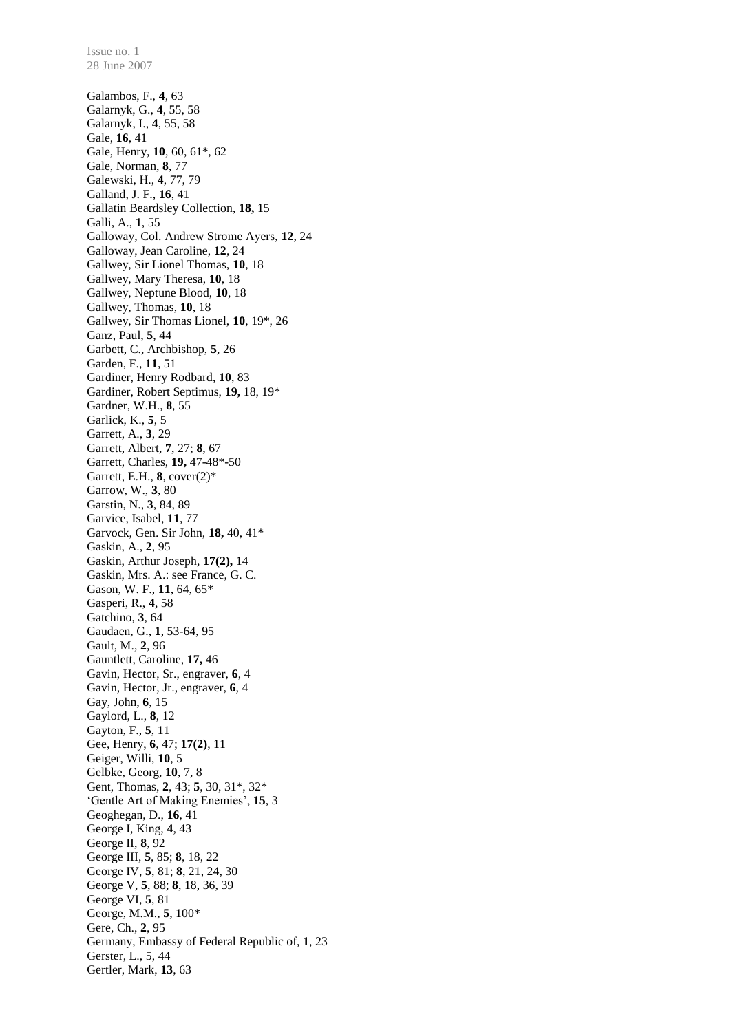Galambos, F., **4**, 63
Galarnyk, G., **4**, 55, 58
Galarnyk, I., **4**, 55, 58
Gale, **16**, 41
Gale, Henry, **10**, 60, 61*, 62
Gale, Norman, **8**, 77
Galewski, H., **4**, 77, 79
Galland, J. F., **16**, 41
Gallatin Beardsley Collection, **18,** 15
Galli, A., **1**, 55
Galloway, Col. Andrew Strome Ayers, **12**, 24
Galloway, Jean Caroline, **12**, 24
Gallwey, Sir Lionel Thomas, **10**, 18
Gallwey, Mary Theresa, **10**, 18
Gallwey, Neptune Blood, **10**, 18
Gallwey, Thomas, **10**, 18
Gallwey, Sir Thomas Lionel, **10**, 19*, 26
Ganz, Paul, **5**, 44
Garbett, C., Archbishop, **5**, 26
Garden, F., **11**, 51
Gardiner, Henry Rodbard, **10**, 83
Gardiner, Robert Septimus, **19,** 18, 19*
Gardner, W.H., **8**, 55
Garlick, K., **5**, 5
Garrett, A., **3**, 29
Garrett, Albert, **7**, 27; **8**, 67
Garrett, Charles, **19,** 47-48*-50
Garrett, E.H., **8**, cover(2)*
Garrow, W., **3**, 80
Garstin, N., **3**, 84, 89
Garvice, Isabel, **11**, 77
Garvock, Gen. Sir John, **18,** 40, 41*
Gaskin, A., **2**, 95
Gaskin, Arthur Joseph, **17(2),** 14
Gaskin, Mrs. A.: see France, G. C.
Gason, W. F., **11**, 64, 65*
Gasperi, R., **4**, 58
Gatchino, **3**, 64
Gaudaen, G., **1**, 53-64, 95
Gault, M., **2**, 96
Gauntlett, Caroline, **17,** 46
Gavin, Hector, Sr., engraver, **6**, 4
Gavin, Hector, Jr., engraver, **6**, 4
Gay, John, **6**, 15
Gaylord, L., **8**, 12
Gayton, F., **5**, 11
Gee, Henry, **6**, 47; **17(2)**, 11
Geiger, Willi, **10**, 5
Gelbke, Georg, **10**, 7, 8
Gent, Thomas, **2**, 43; **5**, 30, 31*, 32*
'Gentle Art of Making Enemies', **15**, 3
Geoghegan, D., **16**, 41
George I, King, **4**, 43
George II, **8**, 92
George III, **5**, 85; **8**, 18, 22
George IV, **5**, 81; **8**, 21, 24, 30
George V, **5**, 88; **8**, 18, 36, 39
George VI, **5**, 81
George, M.M., **5**, 100*
Gere, Ch., **2**, 95
Germany, Embassy of Federal Republic of, **1**, 23
Gerster, L., 5, 44
Gertler, Mark, **13**, 63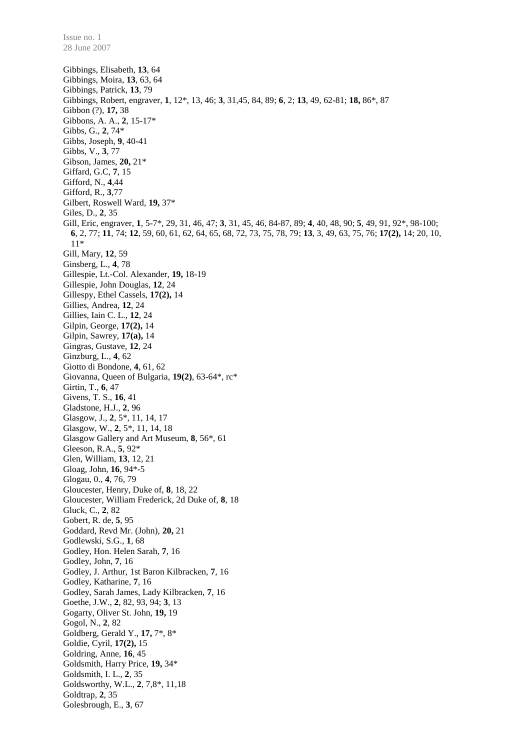Gibbings, Elisabeth, **13**, 64
Gibbings, Moira, **13**, 63, 64
Gibbings, Patrick, **13**, 79
Gibbings, Robert, engraver, **1**, 12*, 13, 46; **3**, 31,45, 84, 89; **6**, 2; **13**, 49, 62-81; **18,** 86*, 87
Gibbon (?), **17,** 38
Gibbons, A. A., **2**, 15-17*
Gibbs, G., **2**, 74*
Gibbs, Joseph, **9**, 40-41
Gibbs, V., **3**, 77
Gibson, James, **20,** 21*
Giffard, G.C, **7**, 15
Gifford, N., **4**,44
Gifford, R., **3**,77
Gilbert, Roswell Ward, **19,** 37*
Giles, D., **2**, 35
Gill, Eric, engraver, **1**, 5-7*, 29, 31, 46, 47; **3**, 31, 45, 46, 84-87, 89; **4**, 40, 48, 90; **5**, 49, 91, 92*, 98-100; **6**, 2, 77; **11**, 74; **12**, 59, 60, 61, 62, 64, 65, 68, 72, 73, 75, 78, 79; **13**, 3, 49, 63, 75, 76; **17(2),** 14; 20, 10, 11*
Gill, Mary, **12**, 59
Ginsberg, L., **4**, 78
Gillespie, Lt.-Col. Alexander, **19,** 18-19
Gillespie, John Douglas, **12**, 24
Gillespy, Ethel Cassels, **17(2),** 14
Gillies, Andrea, **12**, 24
Gillies, Iain C. L., **12**, 24
Gilpin, George, **17(2),** 14
Gilpin, Sawrey, **17(a),** 14
Gingras, Gustave, **12**, 24
Ginzburg, L., **4**, 62
Giotto di Bondone, **4**, 61, 62
Giovanna, Queen of Bulgaria, **19(2)**, 63-64*, rc*
Girtin, T., **6**, 47
Givens, T. S., **16**, 41
Gladstone, H.J., **2**, 96
Glasgow, J., **2**, 5*, 11, 14, 17
Glasgow, W., **2**, 5*, 11, 14, 18
Glasgow Gallery and Art Museum, **8**, 56*, 61
Gleeson, R.A., **5**, 92*
Glen, William, **13**, 12, 21
Gloag, John, **16**, 94*-5
Glogau, 0., **4**, 76, 79
Gloucester, Henry, Duke of, **8**, 18, 22
Gloucester, William Frederick, 2d Duke of, **8**, 18
Gluck, C., **2**, 82
Gobert, R. de, **5**, 95
Goddard, Revd Mr. (John), **20,** 21
Godlewski, S.G., **1**, 68
Godley, Hon. Helen Sarah, **7**, 16
Godley, John, **7**, 16
Godley, J. Arthur, 1st Baron Kilbracken, **7**, 16
Godley, Katharine, **7**, 16
Godley, Sarah James, Lady Kilbracken, **7**, 16
Goethe, J.W., **2**, 82, 93, 94; **3**, 13
Gogarty, Oliver St. John, **19,** 19
Gogol, N., **2**, 82
Goldberg, Gerald Y., **17,** 7*, 8*
Goldie, Cyril, **17(2),** 15
Goldring, Anne, **16**, 45
Goldsmith, Harry Price, **19,** 34*
Goldsmith, I. L., **2**, 35
Goldsworthy, W.L., **2**, 7,8*, 11,18
Goldtrap, **2**, 35
Golesbrough, E., **3**, 67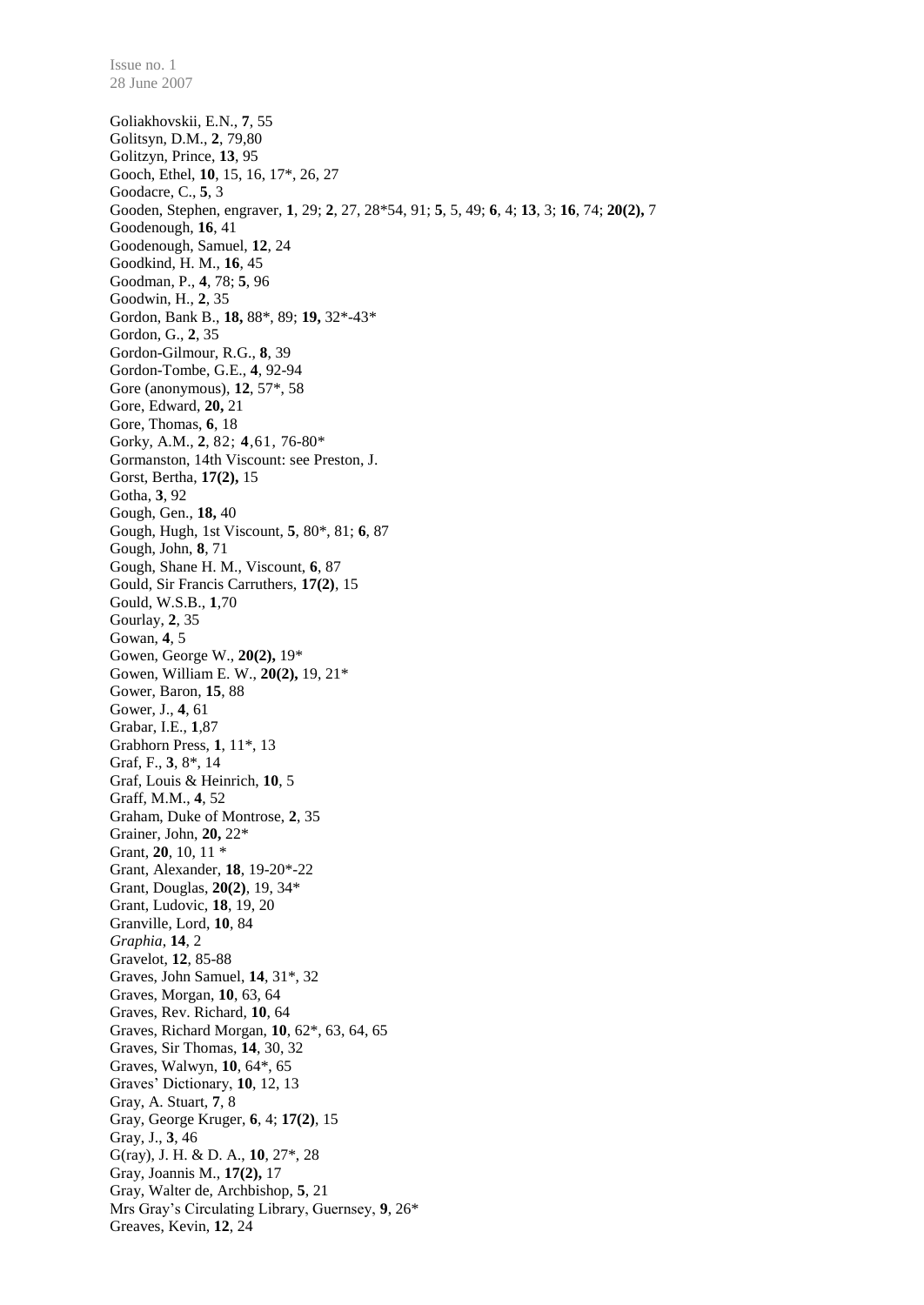Goliakhovskii, E.N., **7**, 55
Golitsyn, D.M., **2**, 79,80
Golitzyn, Prince, **13**, 95
Gooch, Ethel, **10**, 15, 16, 17*, 26, 27
Goodacre, C., **5**, 3
Gooden, Stephen, engraver, **1**, 29; **2**, 27, 28*54, 91; **5**, 5, 49; **6**, 4; **13**, 3; **16**, 74; **20(2),** 7
Goodenough, **16**, 41
Goodenough, Samuel, **12**, 24
Goodkind, H. M., **16**, 45
Goodman, P., **4**, 78; **5**, 96
Goodwin, H., **2**, 35
Gordon, Bank B., **18,** 88*, 89; **19,** 32*-43*
Gordon, G., **2**, 35
Gordon-Gilmour, R.G., **8**, 39
Gordon-Tombe, G.E., **4**, 92-94
Gore (anonymous), **12**, 57*, 58
Gore, Edward, **20,** 21
Gore, Thomas, **6**, 18
Gorky, A.M., **2**, 82; **4**, 61, 76-80*
Gormanston, 14th Viscount: see Preston, J.
Gorst, Bertha, **17(2),** 15
Gotha, **3**, 92
Gough, Gen., **18,** 40
Gough, Hugh, 1st Viscount, **5**, 80*, 81; **6**, 87
Gough, John, **8**, 71
Gough, Shane H. M., Viscount, **6**, 87
Gould, Sir Francis Carruthers, **17(2)**, 15
Gould, W.S.B., **1**,70
Gourlay, **2**, 35
Gowan, **4**, 5
Gowen, George W., **20(2),** 19*
Gowen, William E. W., **20(2),** 19, 21*
Gower, Baron, **15**, 88
Gower, J., **4**, 61
Grabar, I.E., **1**,87
Grabhorn Press, **1**, 11*, 13
Graf, F., **3**, 8*, 14
Graf, Louis & Heinrich, **10**, 5
Graff, M.M., **4**, 52
Graham, Duke of Montrose, **2**, 35
Grainer, John, **20,** 22*
Grant, **20**, 10, 11 *
Grant, Alexander, **18**, 19-20*-22
Grant, Douglas, **20(2)**, 19, 34*
Grant, Ludovic, **18**, 19, 20
Granville, Lord, **10**, 84
*Graphia*, **14**, 2
Gravelot, **12**, 85-88
Graves, John Samuel, **14**, 31*, 32
Graves, Morgan, **10**, 63, 64
Graves, Rev. Richard, **10**, 64
Graves, Richard Morgan, **10**, 62*, 63, 64, 65
Graves, Sir Thomas, **14**, 30, 32
Graves, Walwyn, **10**, 64*, 65
Graves' Dictionary, **10**, 12, 13
Gray, A. Stuart, **7**, 8
Gray, George Kruger, **6**, 4; **17(2)**, 15
Gray, J., **3**, 46
G(ray), J. H. & D. A., **10**, 27*, 28
Gray, Joannis M., **17(2),** 17
Gray, Walter de, Archbishop, **5**, 21
Mrs Gray's Circulating Library, Guernsey, **9**, 26*
Greaves, Kevin, **12**, 24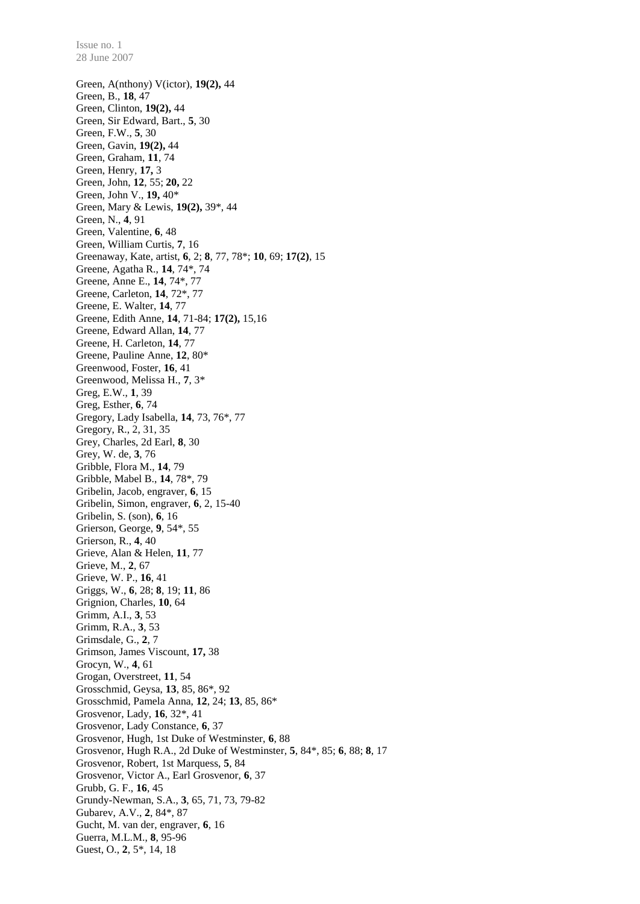Green, A(nthony) V(ictor), **19(2),** 44
Green, B., **18**, 47
Green, Clinton, **19(2),** 44
Green, Sir Edward, Bart., **5**, 30
Green, F.W., **5**, 30
Green, Gavin, **19(2),** 44
Green, Graham, **11**, 74
Green, Henry, **17,** 3
Green, John, **12**, 55; **20,** 22
Green, John V., **19,** 40*
Green, Mary & Lewis, **19(2),** 39*, 44
Green, N., **4**, 91
Green, Valentine, **6**, 48
Green, William Curtis, **7**, 16
Greenaway, Kate, artist, **6**, 2; **8**, 77, 78*; **10**, 69; **17(2)**, 15
Greene, Agatha R., **14**, 74*, 74
Greene, Anne E., **14**, 74*, 77
Greene, Carleton, **14**, 72*, 77
Greene, E. Walter, **14**, 77
Greene, Edith Anne, **14**, 71-84; **17(2),** 15,16
Greene, Edward Allan, **14**, 77
Greene, H. Carleton, **14**, 77
Greene, Pauline Anne, **12**, 80*
Greenwood, Foster, **16**, 41
Greenwood, Melissa H., **7**, 3*
Greg, E.W., **1**, 39
Greg, Esther, **6**, 74
Gregory, Lady Isabella, **14**, 73, 76*, 77
Gregory, R., 2, 31, 35
Grey, Charles, 2d Earl, **8**, 30
Grey, W. de, **3**, 76
Gribble, Flora M., **14**, 79
Gribble, Mabel B., **14**, 78*, 79
Gribelin, Jacob, engraver, **6**, 15
Gribelin, Simon, engraver, **6**, 2, 15-40
Gribelin, S. (son), **6**, 16
Grierson, George, **9**, 54*, 55
Grierson, R., **4**, 40
Grieve, Alan & Helen, **11**, 77
Grieve, M., **2**, 67
Grieve, W. P., **16**, 41
Griggs, W., **6**, 28; **8**, 19; **11**, 86
Grignion, Charles, **10**, 64
Grimm, A.I., **3**, 53
Grimm, R.A., **3**, 53
Grimsdale, G., **2**, 7
Grimson, James Viscount, **17,** 38
Grocyn, W., **4**, 61
Grogan, Overstreet, **11**, 54
Grosschmid, Geysa, **13**, 85, 86*, 92
Grosschmid, Pamela Anna, **12**, 24; **13**, 85, 86*
Grosvenor, Lady, **16**, 32*, 41
Grosvenor, Lady Constance, **6**, 37
Grosvenor, Hugh, 1st Duke of Westminster, **6**, 88
Grosvenor, Hugh R.A., 2d Duke of Westminster, **5**, 84*, 85; **6**, 88; **8**, 17
Grosvenor, Robert, 1st Marquess, **5**, 84
Grosvenor, Victor A., Earl Grosvenor, **6**, 37
Grubb, G. F., **16**, 45
Grundy-Newman, S.A., **3**, 65, 71, 73, 79-82
Gubarev, A.V., **2**, 84*, 87
Gucht, M. van der, engraver, **6**, 16
Guerra, M.L.M., **8**, 95-96
Guest, O., **2**, 5*, 14, 18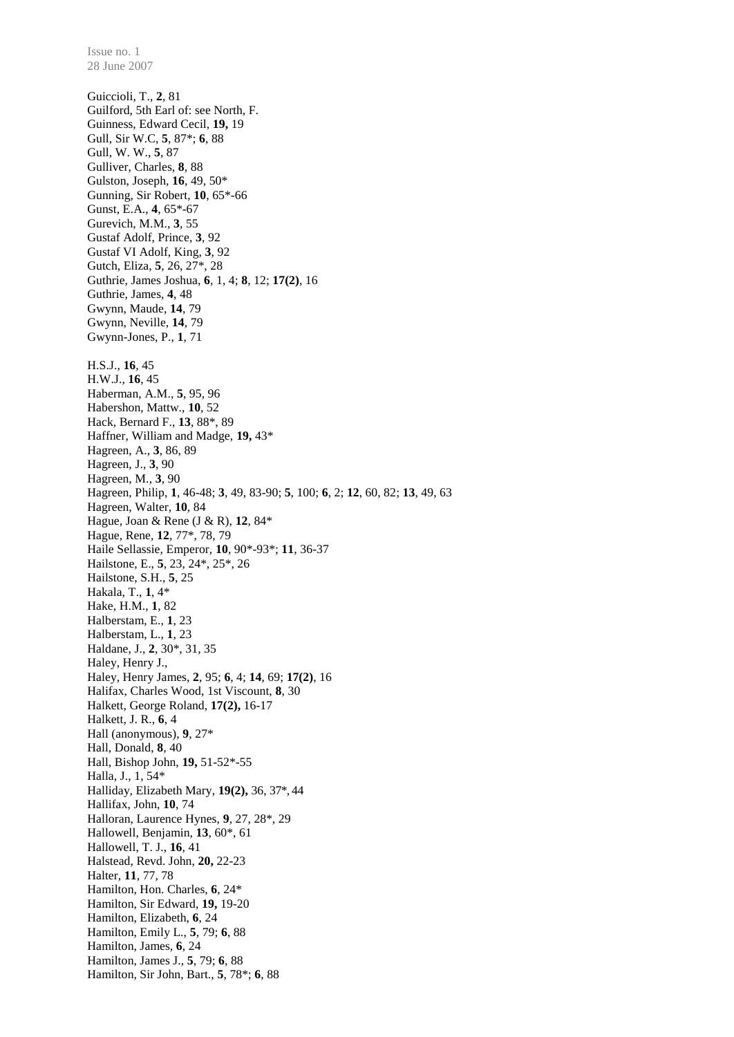Guiccioli, T., **2**, 81
Guilford, 5th Earl of: see North, F.
Guinness, Edward Cecil, **19,** 19
Gull, Sir W.C, **5**, 87*; **6**, 88
Gull, W. W., **5**, 87
Gulliver, Charles, **8**, 88
Gulston, Joseph, **16**, 49, 50*
Gunning, Sir Robert, **10**, 65*-66
Gunst, E.A., **4**, 65*-67
Gurevich, M.M., **3**, 55
Gustaf Adolf, Prince, **3**, 92
Gustaf VI Adolf, King, **3**, 92
Gutch, Eliza, **5**, 26, 27*, 28
Guthrie, James Joshua, **6**, 1, 4; **8**, 12; **17(2)**, 16
Guthrie, James, **4**, 48
Gwynn, Maude, **14**, 79
Gwynn, Neville, **14**, 79
Gwynn-Jones, P., **1**, 71

H.S.J., **16**, 45
H.W.J., **16**, 45
Haberman, A.M., **5**, 95, 96
Habershon, Mattw., **10**, 52
Hack, Bernard F., **13**, 88*, 89
Haffner, William and Madge, **19,** 43*
Hagreen, A., **3**, 86, 89
Hagreen, J., **3**, 90
Hagreen, M., **3**, 90
Hagreen, Philip, **1**, 46-48; **3**, 49, 83-90; **5**, 100; **6**, 2; **12**, 60, 82; **13**, 49, 63
Hagreen, Walter, **10**, 84
Hague, Joan & Rene (J & R), **12**, 84*
Hague, Rene, **12**, 77*, 78, 79
Haile Sellassie, Emperor, **10**, 90*-93*; **11**, 36-37
Hailstone, E., **5**, 23, 24*, 25*, 26
Hailstone, S.H., **5**, 25
Hakala, T., **1**, 4*
Hake, H.M., **1**, 82
Halberstam, E., **1**, 23
Halberstam, L., **1**, 23
Haldane, J., **2**, 30*, 31, 35
Haley, Henry J.,
Haley, Henry James, **2**, 95; **6**, 4; **14**, 69; **17(2)**, 16
Halifax, Charles Wood, 1st Viscount, **8**, 30
Halkett, George Roland, **17(2),** 16-17
Halkett, J. R., **6**, 4
Hall (anonymous), **9**, 27*
Hall, Donald, **8**, 40
Hall, Bishop John, **19,** 51-52*-55
Halla, J., 1, 54*
Halliday, Elizabeth Mary, **19(2),** 36, 37*, 44
Hallifax, John, **10**, 74
Halloran, Laurence Hynes, **9**, 27, 28*, 29
Hallowell, Benjamin, **13**, 60*, 61
Hallowell, T. J., **16**, 41
Halstead, Revd. John, **20,** 22-23
Halter, **11**, 77, 78
Hamilton, Hon. Charles, **6**, 24*
Hamilton, Sir Edward, **19,** 19-20
Hamilton, Elizabeth, **6**, 24
Hamilton, Emily L., **5**, 79; **6**, 88
Hamilton, James, **6**, 24
Hamilton, James J., **5**, 79; **6**, 88
Hamilton, Sir John, Bart., **5**, 78*; **6**, 88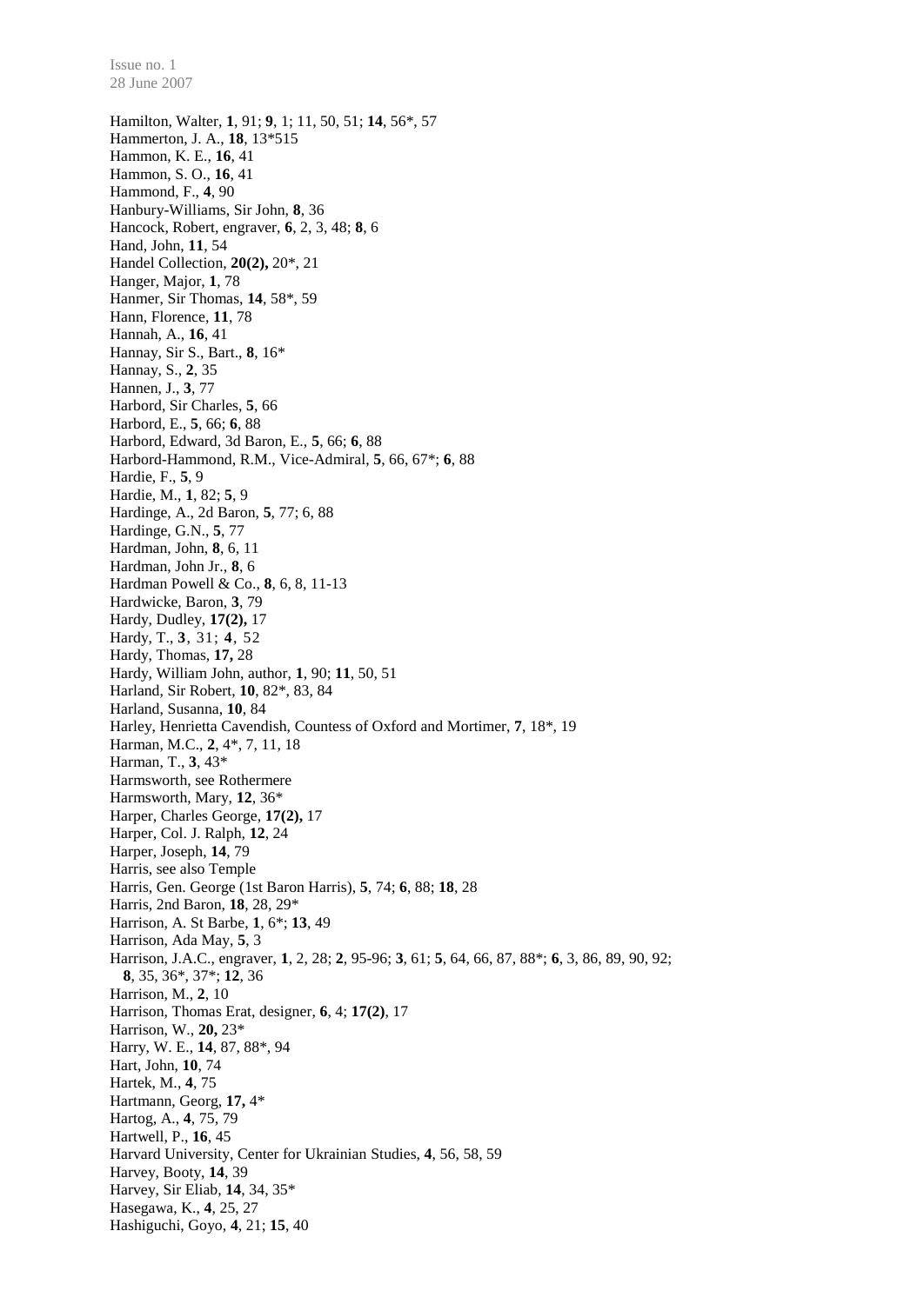Hamilton, Walter, **1**, 91; **9**, 1; 11, 50, 51; **14**, 56*, 57
Hammerton, J. A., **18**, 13*515
Hammon, K. E., **16**, 41
Hammon, S. O., **16**, 41
Hammond, F., **4**, 90
Hanbury-Williams, Sir John, **8**, 36
Hancock, Robert, engraver, **6**, 2, 3, 48; **8**, 6
Hand, John, **11**, 54
Handel Collection, **20(2),** 20*, 21
Hanger, Major, **1**, 78
Hanmer, Sir Thomas, **14**, 58*, 59
Hann, Florence, **11**, 78
Hannah, A., **16**, 41
Hannay, Sir S., Bart., **8**, 16*
Hannay, S., **2**, 35
Hannen, J., **3**, 77
Harbord, Sir Charles, **5**, 66
Harbord, E., **5**, 66; **6**, 88
Harbord, Edward, 3d Baron, E., **5**, 66; **6**, 88
Harbord-Hammond, R.M., Vice-Admiral, **5**, 66, 67*; **6**, 88
Hardie, F., **5**, 9
Hardie, M., **1**, 82; **5**, 9
Hardinge, A., 2d Baron, **5**, 77; 6, 88
Hardinge, G.N., **5**, 77
Hardman, John, **8**, 6, 11
Hardman, John Jr., **8**, 6
Hardman Powell & Co., **8**, 6, 8, 11-13
Hardwicke, Baron, **3**, 79
Hardy, Dudley, **17(2),** 17
Hardy, T., **3**, 31; **4**, 52
Hardy, Thomas, **17,** 28
Hardy, William John, author, **1**, 90; **11**, 50, 51
Harland, Sir Robert, **10**, 82*, 83, 84
Harland, Susanna, **10**, 84
Harley, Henrietta Cavendish, Countess of Oxford and Mortimer, **7**, 18*, 19
Harman, M.C., **2**, 4*, 7, 11, 18
Harman, T., **3**, 43*
Harmsworth, see Rothermere
Harmsworth, Mary, **12**, 36*
Harper, Charles George, **17(2),** 17
Harper, Col. J. Ralph, **12**, 24
Harper, Joseph, **14**, 79
Harris, see also Temple
Harris, Gen. George (1st Baron Harris), **5**, 74; **6**, 88; **18**, 28
Harris, 2nd Baron, **18**, 28, 29*
Harrison, A. St Barbe, **1**, 6*; **13**, 49
Harrison, Ada May, **5**, 3
Harrison, J.A.C., engraver, **1**, 2, 28; **2**, 95-96; **3**, 61; **5**, 64, 66, 87, 88*; **6**, 3, 86, 89, 90, 92; **8**, 35, 36*, 37*; **12**, 36
Harrison, M., **2**, 10
Harrison, Thomas Erat, designer, **6**, 4; **17(2)**, 17
Harrison, W., **20,** 23*
Harry, W. E., **14**, 87, 88*, 94
Hart, John, **10**, 74
Hartek, M., **4**, 75
Hartmann, Georg, **17,** 4*
Hartog, A., **4**, 75, 79
Hartwell, P., **16**, 45
Harvard University, Center for Ukrainian Studies, **4**, 56, 58, 59
Harvey, Booty, **14**, 39
Harvey, Sir Eliab, **14**, 34, 35*
Hasegawa, K., **4**, 25, 27
Hashiguchi, Goyo, **4**, 21; **15**, 40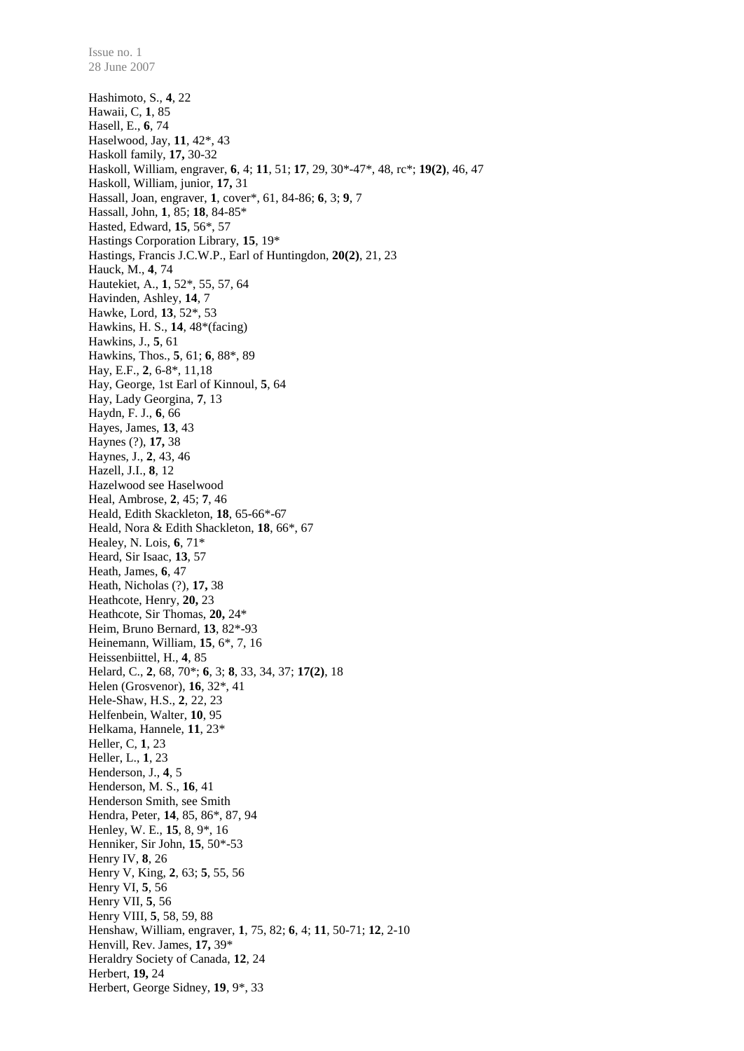Hashimoto, S., **4**, 22
Hawaii, C, **1**, 85
Hasell, E., **6**, 74
Haselwood, Jay, **11**, 42*, 43
Haskoll family, **17,** 30-32
Haskoll, William, engraver, **6**, 4; **11**, 51; **17**, 29, 30*-47*, 48, rc*; **19(2)**, 46, 47
Haskoll, William, junior, **17,** 31
Hassall, Joan, engraver, **1**, cover*, 61, 84-86; **6**, 3; **9**, 7
Hassall, John, **1**, 85; **18**, 84-85*
Hasted, Edward, **15**, 56*, 57
Hastings Corporation Library, **15**, 19*
Hastings, Francis J.C.W.P., Earl of Huntingdon, **20(2)**, 21, 23
Hauck, M., **4**, 74
Hautekiet, A., **1**, 52*, 55, 57, 64
Havinden, Ashley, **14**, 7
Hawke, Lord, **13**, 52*, 53
Hawkins, H. S., **14**, 48*(facing)
Hawkins, J., **5**, 61
Hawkins, Thos., **5**, 61; **6**, 88*, 89
Hay, E.F., **2**, 6-8*, 11,18
Hay, George, 1st Earl of Kinnoul, **5**, 64
Hay, Lady Georgina, **7**, 13
Haydn, F. J., **6**, 66
Hayes, James, **13**, 43
Haynes (?), **17,** 38
Haynes, J., **2**, 43, 46
Hazell, J.I., **8**, 12
Hazelwood see Haselwood
Heal, Ambrose, **2**, 45; **7**, 46
Heald, Edith Skackleton, **18**, 65-66*-67
Heald, Nora & Edith Shackleton, **18**, 66*, 67
Healey, N. Lois, **6**, 71*
Heard, Sir Isaac, **13**, 57
Heath, James, **6**, 47
Heath, Nicholas (?), **17,** 38
Heathcote, Henry, **20,** 23
Heathcote, Sir Thomas, **20,** 24*
Heim, Bruno Bernard, **13**, 82*-93
Heinemann, William, **15**, 6*, 7, 16
Heissenbiittel, H., **4**, 85
Helard, C., **2**, 68, 70*; **6**, 3; **8**, 33, 34, 37; **17(2)**, 18
Helen (Grosvenor), **16**, 32*, 41
Hele-Shaw, H.S., **2**, 22, 23
Helfenbein, Walter, **10**, 95
Helkama, Hannele, **11**, 23*
Heller, C, **1**, 23
Heller, L., **1**, 23
Henderson, J., **4**, 5
Henderson, M. S., **16**, 41
Henderson Smith, see Smith
Hendra, Peter, **14**, 85, 86*, 87, 94
Henley, W. E., **15**, 8, 9*, 16
Henniker, Sir John, **15**, 50*-53
Henry IV, **8**, 26
Henry V, King, **2**, 63; **5**, 55, 56
Henry VI, **5**, 56
Henry VII, **5**, 56
Henry VIII, **5**, 58, 59, 88
Henshaw, William, engraver, **1**, 75, 82; **6**, 4; **11**, 50-71; **12**, 2-10
Henvill, Rev. James, **17,** 39*
Heraldry Society of Canada, **12**, 24
Herbert, **19,** 24
Herbert, George Sidney, **19**, 9*, 33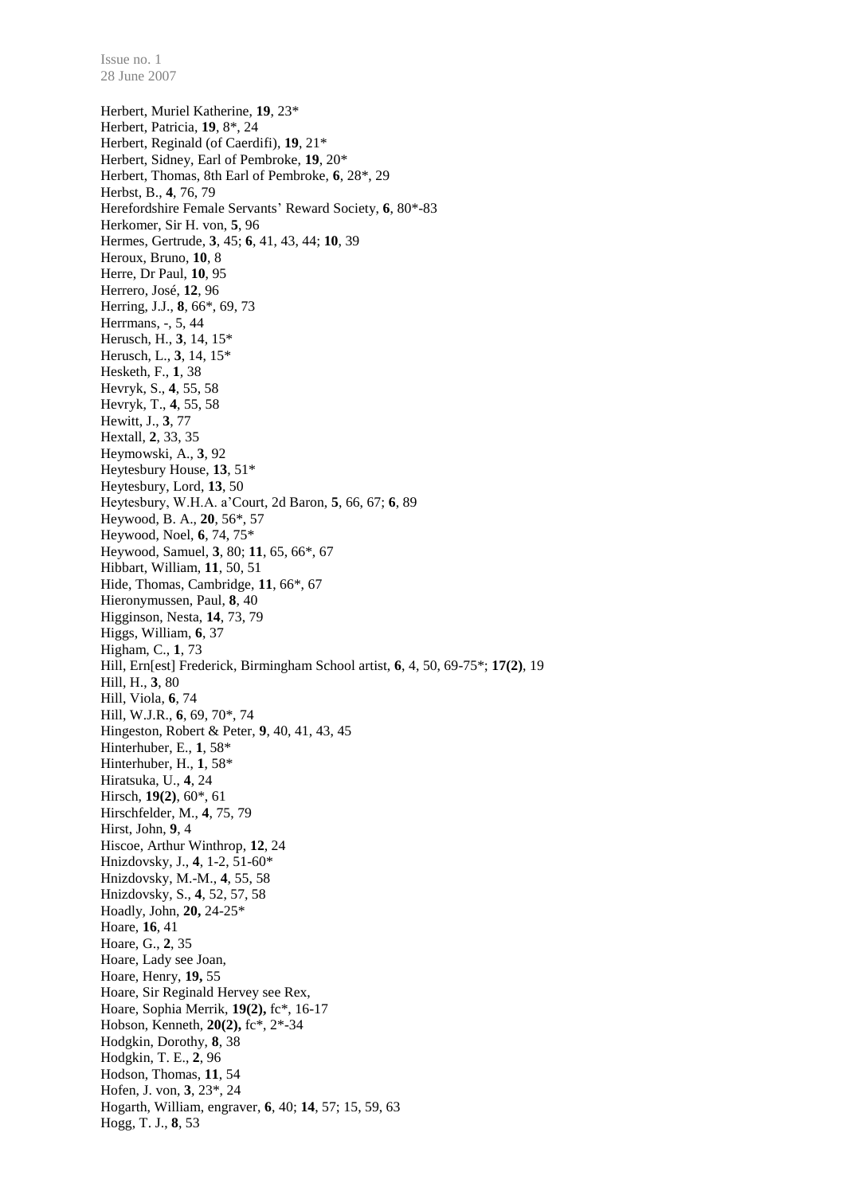Herbert, Muriel Katherine, **19**, 23*
Herbert, Patricia, **19**, 8*, 24
Herbert, Reginald (of Caerdifi), **19**, 21*
Herbert, Sidney, Earl of Pembroke, **19**, 20*
Herbert, Thomas, 8th Earl of Pembroke, **6**, 28*, 29
Herbst, B., **4**, 76, 79
Herefordshire Female Servants' Reward Society, **6**, 80*-83
Herkomer, Sir H. von, **5**, 96
Hermes, Gertrude, **3**, 45; **6**, 41, 43, 44; **10**, 39
Heroux, Bruno, **10**, 8
Herre, Dr Paul, **10**, 95
Herrero, José, **12**, 96
Herring, J.J., **8**, 66*, 69, 73
Herrmans, -, 5, 44
Herusch, H., **3**, 14, 15*
Herusch, L., **3**, 14, 15*
Hesketh, F., **1**, 38
Hevryk, S., **4**, 55, 58
Hevryk, T., **4**, 55, 58
Hewitt, J., **3**, 77
Hextall, **2**, 33, 35
Heymowski, A., **3**, 92
Heytesbury House, **13**, 51*
Heytesbury, Lord, **13**, 50
Heytesbury, W.H.A. a'Court, 2d Baron, **5**, 66, 67; **6**, 89
Heywood, B. A., **20**, 56*, 57
Heywood, Noel, **6**, 74, 75*
Heywood, Samuel, **3**, 80; **11**, 65, 66*, 67
Hibbart, William, **11**, 50, 51
Hide, Thomas, Cambridge, **11**, 66*, 67
Hieronymussen, Paul, **8**, 40
Higginson, Nesta, **14**, 73, 79
Higgs, William, **6**, 37
Higham, C., **1**, 73
Hill, Ern[est] Frederick, Birmingham School artist, **6**, 4, 50, 69-75*; **17(2)**, 19
Hill, H., **3**, 80
Hill, Viola, **6**, 74
Hill, W.J.R., **6**, 69, 70*, 74
Hingeston, Robert & Peter, **9**, 40, 41, 43, 45
Hinterhuber, E., **1**, 58*
Hinterhuber, H., **1**, 58*
Hiratsuka, U., **4**, 24
Hirsch, **19(2)**, 60*, 61
Hirschfelder, M., **4**, 75, 79
Hirst, John, **9**, 4
Hiscoe, Arthur Winthrop, **12**, 24
Hnizdovsky, J., **4**, 1-2, 51-60*
Hnizdovsky, M.-M., **4**, 55, 58
Hnizdovsky, S., **4**, 52, 57, 58
Hoadly, John, **20,** 24-25*
Hoare, **16**, 41
Hoare, G., **2**, 35
Hoare, Lady see Joan,
Hoare, Henry, **19,** 55
Hoare, Sir Reginald Hervey see Rex,
Hoare, Sophia Merrik, **19(2),** fc*, 16-17
Hobson, Kenneth, **20(2),** fc*, 2*-34
Hodgkin, Dorothy, **8**, 38
Hodgkin, T. E., **2**, 96
Hodson, Thomas, **11**, 54
Hofen, J. von, **3**, 23*, 24
Hogarth, William, engraver, **6**, 40; **14**, 57; 15, 59, 63
Hogg, T. J., **8**, 53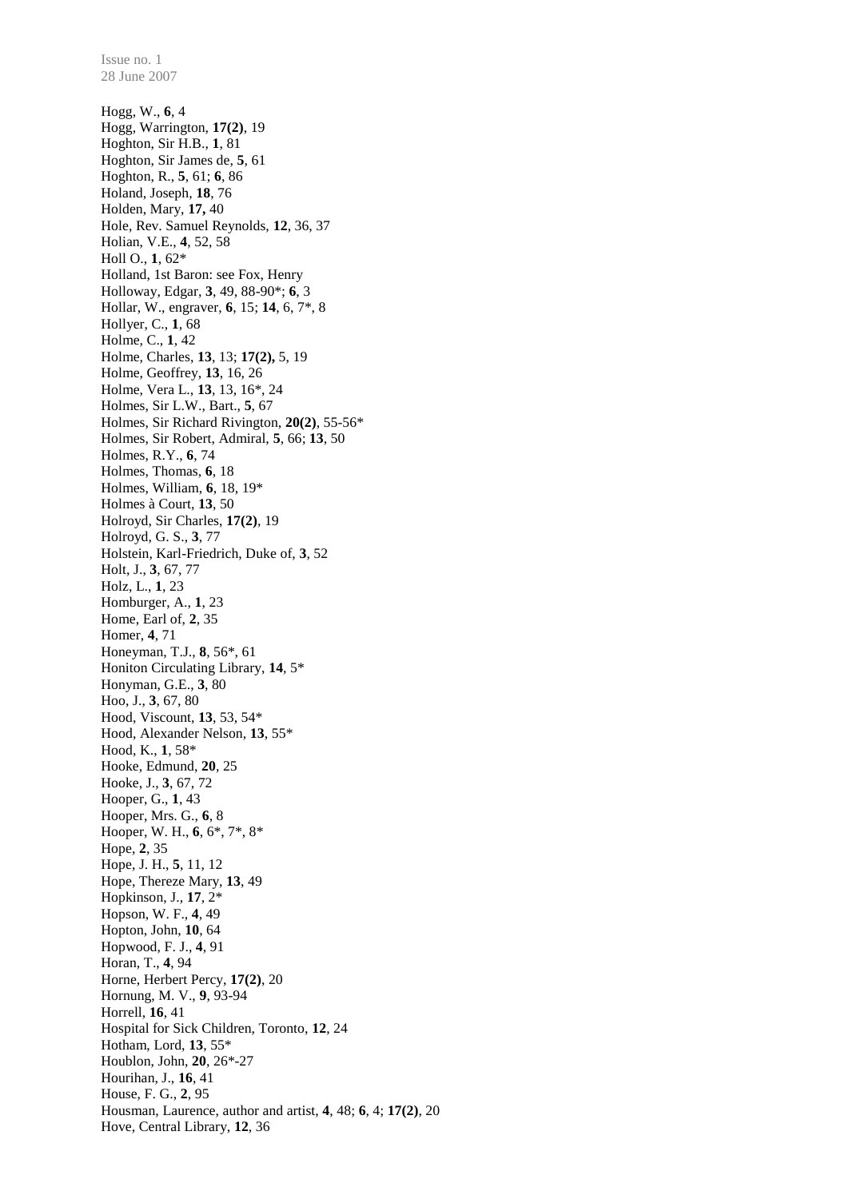Hogg, W., **6**, 4
Hogg, Warrington, **17(2)**, 19
Hoghton, Sir H.B., **1**, 81
Hoghton, Sir James de, **5**, 61
Hoghton, R., **5**, 61; **6**, 86
Holand, Joseph, **18**, 76
Holden, Mary, **17,** 40
Hole, Rev. Samuel Reynolds, **12**, 36, 37
Holian, V.E., **4**, 52, 58
Holl O., **1**, 62*
Holland, 1st Baron: see Fox, Henry
Holloway, Edgar, **3**, 49, 88-90*; **6**, 3
Hollar, W., engraver, **6**, 15; **14**, 6, 7*, 8
Hollyer, C., **1**, 68
Holme, C., **1**, 42
Holme, Charles, **13**, 13; **17(2),** 5, 19
Holme, Geoffrey, **13**, 16, 26
Holme, Vera L., **13**, 13, 16*, 24
Holmes, Sir L.W., Bart., **5**, 67
Holmes, Sir Richard Rivington, **20(2)**, 55-56*
Holmes, Sir Robert, Admiral, **5**, 66; **13**, 50
Holmes, R.Y., **6**, 74
Holmes, Thomas, **6**, 18
Holmes, William, **6**, 18, 19*
Holmes à Court, **13**, 50
Holroyd, Sir Charles, **17(2)**, 19
Holroyd, G. S., **3**, 77
Holstein, Karl-Friedrich, Duke of, **3**, 52
Holt, J., **3**, 67, 77
Holz, L., **1**, 23
Homburger, A., **1**, 23
Home, Earl of, **2**, 35
Homer, **4**, 71
Honeyman, T.J., **8**, 56*, 61
Honiton Circulating Library, **14**, 5*
Honyman, G.E., **3**, 80
Hoo, J., **3**, 67, 80
Hood, Viscount, **13**, 53, 54*
Hood, Alexander Nelson, **13**, 55*
Hood, K., **1**, 58*
Hooke, Edmund, **20**, 25
Hooke, J., **3**, 67, 72
Hooper, G., **1**, 43
Hooper, Mrs. G., **6**, 8
Hooper, W. H., **6**, 6*, 7*, 8*
Hope, **2**, 35
Hope, J. H., **5**, 11, 12
Hope, Thereze Mary, **13**, 49
Hopkinson, J., **17**, 2*
Hopson, W. F., **4**, 49
Hopton, John, **10**, 64
Hopwood, F. J., **4**, 91
Horan, T., **4**, 94
Horne, Herbert Percy, **17(2)**, 20
Hornung, M. V., **9**, 93-94
Horrell, **16**, 41
Hospital for Sick Children, Toronto, **12**, 24
Hotham, Lord, **13**, 55*
Houblon, John, **20**, 26*-27
Hourihan, J., **16**, 41
House, F. G., **2**, 95
Housman, Laurence, author and artist, **4**, 48; **6**, 4; **17(2)**, 20
Hove, Central Library, **12**, 36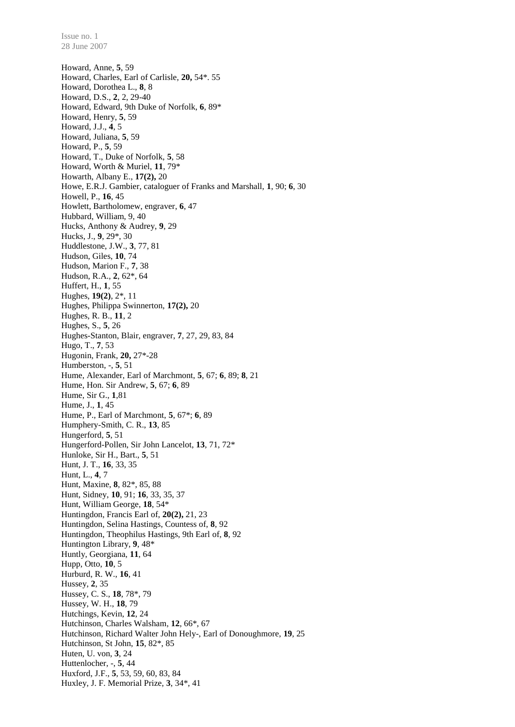Howard, Anne, **5**, 59
Howard, Charles, Earl of Carlisle, **20,** 54*. 55
Howard, Dorothea L., **8**, 8
Howard, D.S., **2**, 2, 29-40
Howard, Edward, 9th Duke of Norfolk, **6**, 89*
Howard, Henry, **5**, 59
Howard, J.J., **4**, 5
Howard, Juliana, **5**, 59
Howard, P., **5**, 59
Howard, T., Duke of Norfolk, **5**, 58
Howard, Worth & Muriel, **11**, 79*
Howarth, Albany E., **17(2),** 20
Howe, E.R.J. Gambier, cataloguer of Franks and Marshall, **1**, 90; **6**, 30
Howell, P., **16**, 45
Howlett, Bartholomew, engraver, **6**, 47
Hubbard, William, 9, 40
Hucks, Anthony & Audrey, **9**, 29
Hucks, J., **9**, 29*, 30
Huddlestone, J.W., **3**, 77, 81
Hudson, Giles, **10**, 74
Hudson, Marion F., **7**, 38
Hudson, R.A., **2**, 62*, 64
Huffert, H., **1**, 55
Hughes, **19(2)**, 2*, 11
Hughes, Philippa Swinnerton, **17(2),** 20
Hughes, R. B., **11**, 2
Hughes, S., **5**, 26
Hughes-Stanton, Blair, engraver, **7**, 27, 29, 83, 84
Hugo, T., **7**, 53
Hugonin, Frank, **20,** 27*-28
Humberston, -, **5**, 51
Hume, Alexander, Earl of Marchmont, **5**, 67; **6**, 89; **8**, 21
Hume, Hon. Sir Andrew, **5**, 67; **6**, 89
Hume, Sir G., **1**,81
Hume, J., **1**, 45
Hume, P., Earl of Marchmont, **5**, 67*; **6**, 89
Humphery-Smith, C. R., **13**, 85
Hungerford, **5**, 51
Hungerford-Pollen, Sir John Lancelot, **13**, 71, 72*
Hunloke, Sir H., Bart., **5**, 51
Hunt, J. T., **16**, 33, 35
Hunt, L., **4**, 7
Hunt, Maxine, **8**, 82*, 85, 88
Hunt, Sidney, **10**, 91; **16**, 33, 35, 37
Hunt, William George, **18**, 54*
Huntingdon, Francis Earl of, **20(2),** 21, 23
Huntingdon, Selina Hastings, Countess of, **8**, 92
Huntingdon, Theophilus Hastings, 9th Earl of, **8**, 92
Huntington Library, **9**, 48*
Huntly, Georgiana, **11**, 64
Hupp, Otto, **10**, 5
Hurburd, R. W., **16**, 41
Hussey, **2**, 35
Hussey, C. S., **18**, 78*, 79
Hussey, W. H., **18**, 79
Hutchings, Kevin, **12**, 24
Hutchinson, Charles Walsham, **12**, 66*, 67
Hutchinson, Richard Walter John Hely-, Earl of Donoughmore, **19**, 25
Hutchinson, St John, **15**, 82*, 85
Huten, U. von, **3**, 24
Huttenlocher, -, **5**, 44
Huxford, J.F., **5**, 53, 59, 60, 83, 84
Huxley, J. F. Memorial Prize, **3**, 34*, 41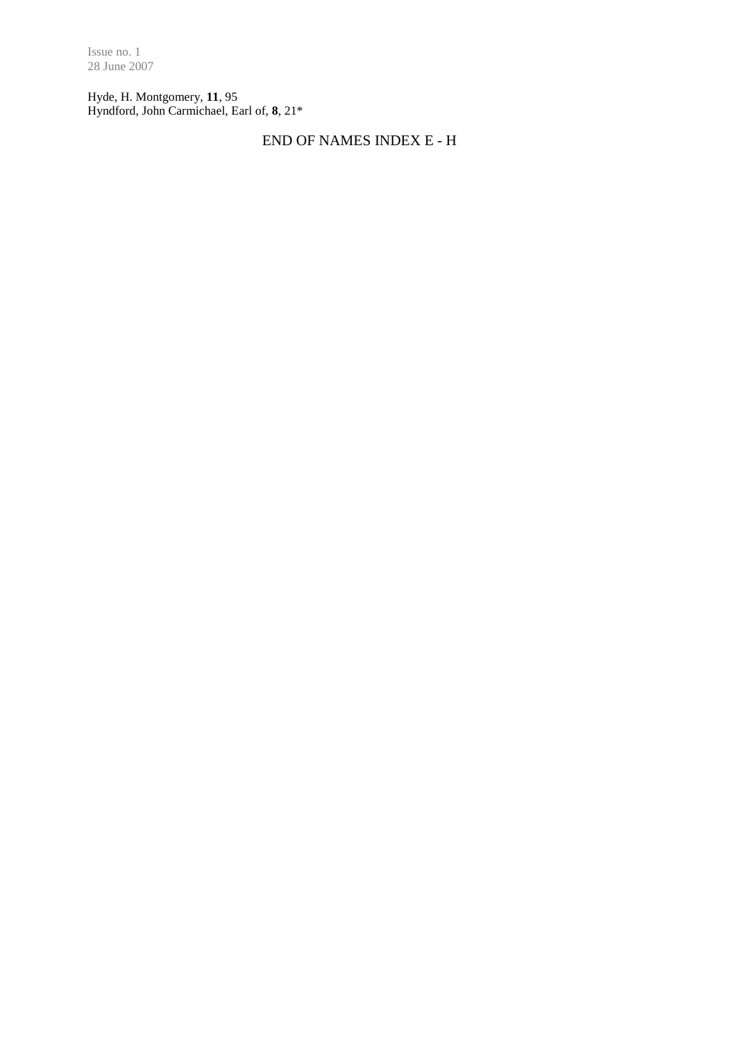Hyde, H. Montgomery, **11**, 95
Hyndford, John Carmichael, Earl of, **8**, 21*

END OF NAMES INDEX E - H